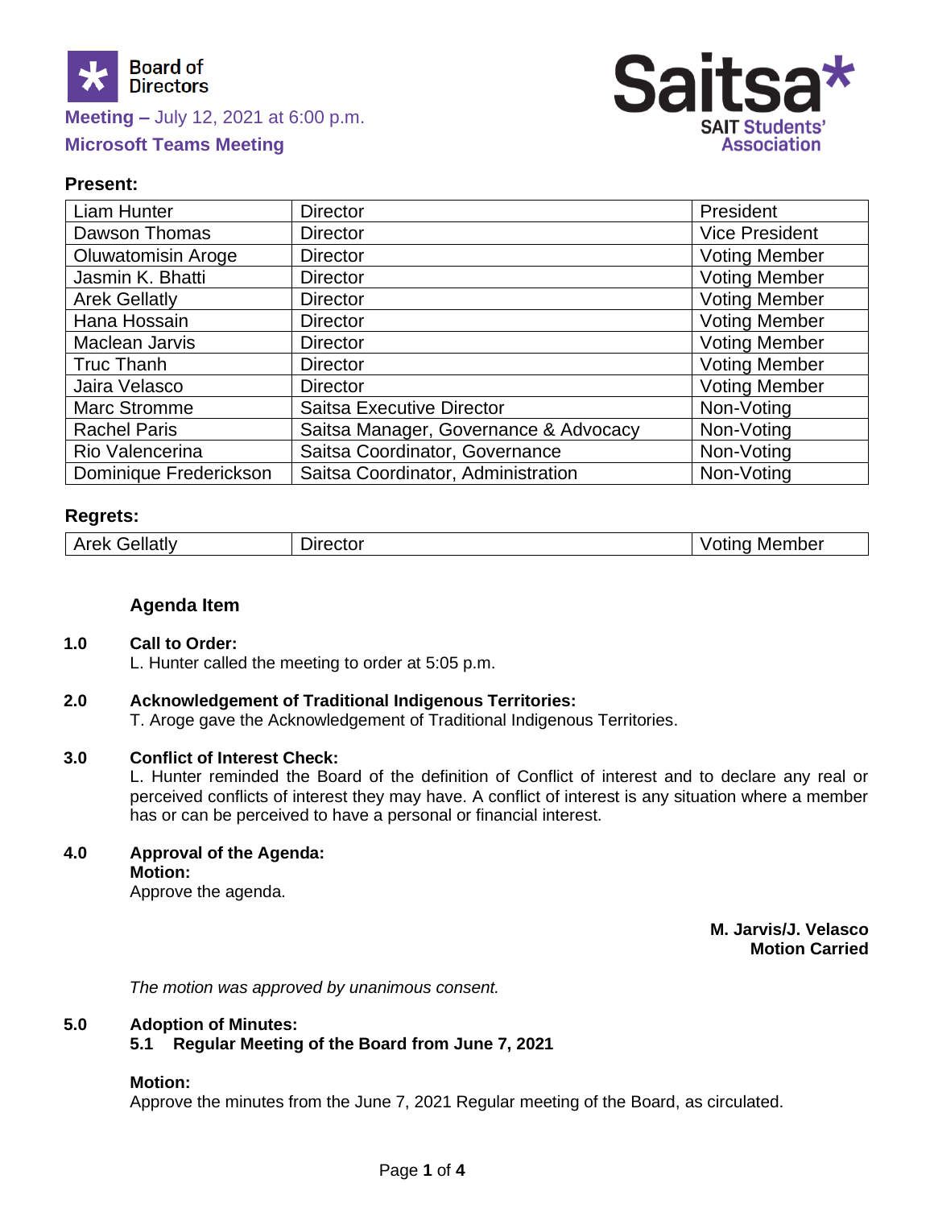Board of Directors

**Meeting –** July 12, 2021 at 6:00 p.m.

**Microsoft Teams Meeting**

Saitsa*
SAIT Students' Association

**Present:**

| | | |
|---|---|---|
| Liam Hunter | Director | President |
| Dawson Thomas | Director | Vice President |
| Oluwatomisin Aroge | Director | Voting Member |
| Jasmin K. Bhatti | Director | Voting Member |
| Arek Gellatly | Director | Voting Member |
| Hana Hossain | Director | Voting Member |
| Maclean Jarvis | Director | Voting Member |
| Truc Thanh | Director | Voting Member |
| Jaira Velasco | Director | Voting Member |
| Marc Stromme | Saitsa Executive Director | Non-Voting |
| Rachel Paris | Saitsa Manager, Governance & Advocacy | Non-Voting |
| Rio Valencerina | Saitsa Coordinator, Governance | Non-Voting |
| Dominique Frederickson | Saitsa Coordinator, Administration | Non-Voting |

**Regrets:**

| | | |
|---|---|---|
| Arek Gellatly | Director | Voting Member |

**Agenda Item**

**1.0 Call to Order:**

L. Hunter called the meeting to order at 5:05 p.m.

**2.0 Acknowledgement of Traditional Indigenous Territories:**

T. Aroge gave the Acknowledgement of Traditional Indigenous Territories.

**3.0 Conflict of Interest Check:**

L. Hunter reminded the Board of the definition of Conflict of interest and to declare any real or perceived conflicts of interest they may have. A conflict of interest is any situation where a member has or can be perceived to have a personal or financial interest.

**4.0 Approval of the Agenda:**

**Motion:**

Approve the agenda.

**M. Jarvis/J. Velasco**
**Motion Carried**

*The motion was approved by unanimous consent.*

**5.0 Adoption of Minutes:**

**5.1 Regular Meeting of the Board from June 7, 2021**

**Motion:**

Approve the minutes from the June 7, 2021 Regular meeting of the Board, as circulated.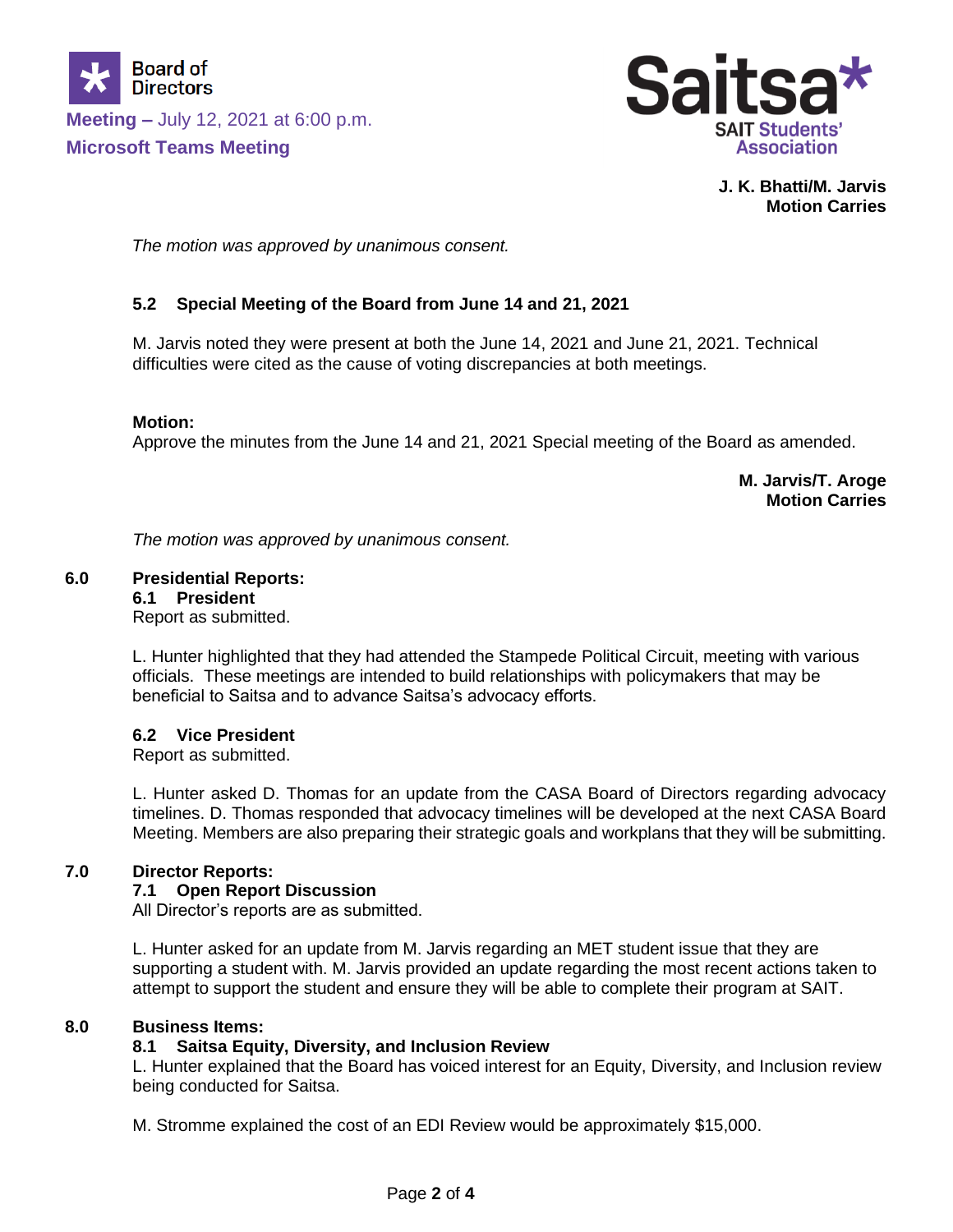**J. K. Bhatti/M. Jarvis**
**Motion Carries**

*The motion was approved by unanimous consent.*

### 5.2 Special Meeting of the Board from June 14 and 21, 2021

M. Jarvis noted they were present at both the June 14, 2021 and June 21, 2021. Technical difficulties were cited as the cause of voting discrepancies at both meetings.

**Motion:**
Approve the minutes from the June 14 and 21, 2021 Special meeting of the Board as amended.

**M. Jarvis/T. Aroge**
**Motion Carries**

*The motion was approved by unanimous consent.*

## 6.0 Presidential Reports:

### 6.1 President

Report as submitted.

L. Hunter highlighted that they had attended the Stampede Political Circuit, meeting with various officials. These meetings are intended to build relationships with policymakers that may be beneficial to Saitsa and to advance Saitsa's advocacy efforts.

### 6.2 Vice President

Report as submitted.

L. Hunter asked D. Thomas for an update from the CASA Board of Directors regarding advocacy timelines. D. Thomas responded that advocacy timelines will be developed at the next CASA Board Meeting. Members are also preparing their strategic goals and workplans that they will be submitting.

## 7.0 Director Reports:

### 7.1 Open Report Discussion

All Director's reports are as submitted.

L. Hunter asked for an update from M. Jarvis regarding an MET student issue that they are supporting a student with. M. Jarvis provided an update regarding the most recent actions taken to attempt to support the student and ensure they will be able to complete their program at SAIT.

## 8.0 Business Items:

### 8.1 Saitsa Equity, Diversity, and Inclusion Review

L. Hunter explained that the Board has voiced interest for an Equity, Diversity, and Inclusion review being conducted for Saitsa.

M. Stromme explained the cost of an EDI Review would be approximately $15,000.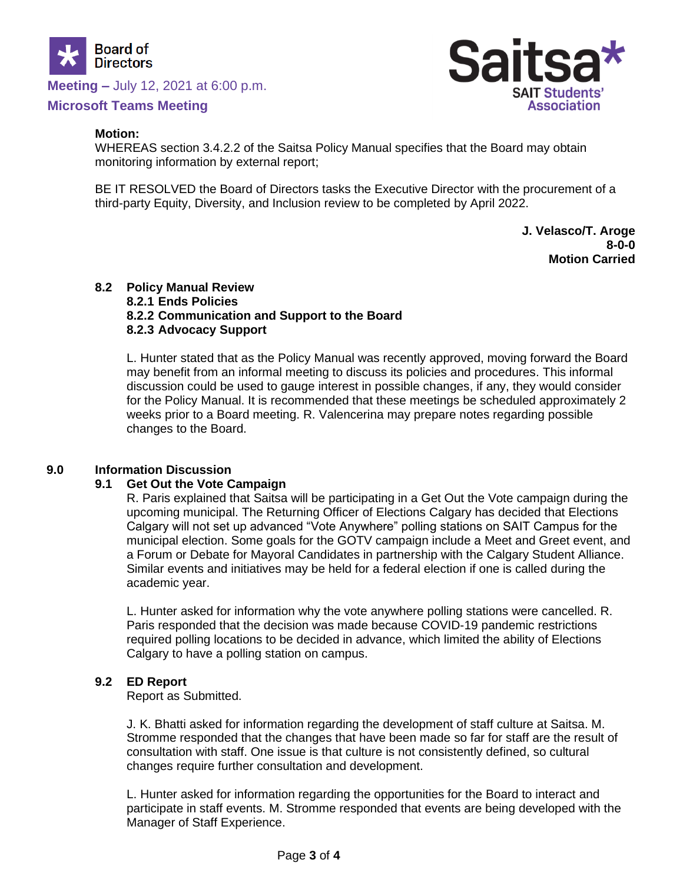**Motion:**
WHEREAS section 3.4.2.2 of the Saitsa Policy Manual specifies that the Board may obtain monitoring information by external report;

BE IT RESOLVED the Board of Directors tasks the Executive Director with the procurement of a third-party Equity, Diversity, and Inclusion review to be completed by April 2022.

**J. Velasco/T. Aroge**
**8-0-0**
**Motion Carried**

### 8.2 Policy Manual Review

#### 8.2.1 Ends Policies

#### 8.2.2 Communication and Support to the Board

#### 8.2.3 Advocacy Support

L. Hunter stated that as the Policy Manual was recently approved, moving forward the Board may benefit from an informal meeting to discuss its policies and procedures. This informal discussion could be used to gauge interest in possible changes, if any, they would consider for the Policy Manual. It is recommended that these meetings be scheduled approximately 2 weeks prior to a Board meeting. R. Valencerina may prepare notes regarding possible changes to the Board.

## 9.0 Information Discussion

### 9.1 Get Out the Vote Campaign

R. Paris explained that Saitsa will be participating in a Get Out the Vote campaign during the upcoming municipal. The Returning Officer of Elections Calgary has decided that Elections Calgary will not set up advanced "Vote Anywhere" polling stations on SAIT Campus for the municipal election. Some goals for the GOTV campaign include a Meet and Greet event, and a Forum or Debate for Mayoral Candidates in partnership with the Calgary Student Alliance. Similar events and initiatives may be held for a federal election if one is called during the academic year.

L. Hunter asked for information why the vote anywhere polling stations were cancelled. R. Paris responded that the decision was made because COVID-19 pandemic restrictions required polling locations to be decided in advance, which limited the ability of Elections Calgary to have a polling station on campus.

### 9.2 ED Report

Report as Submitted.

J. K. Bhatti asked for information regarding the development of staff culture at Saitsa. M. Stromme responded that the changes that have been made so far for staff are the result of consultation with staff. One issue is that culture is not consistently defined, so cultural changes require further consultation and development.

L. Hunter asked for information regarding the opportunities for the Board to interact and participate in staff events. M. Stromme responded that events are being developed with the Manager of Staff Experience.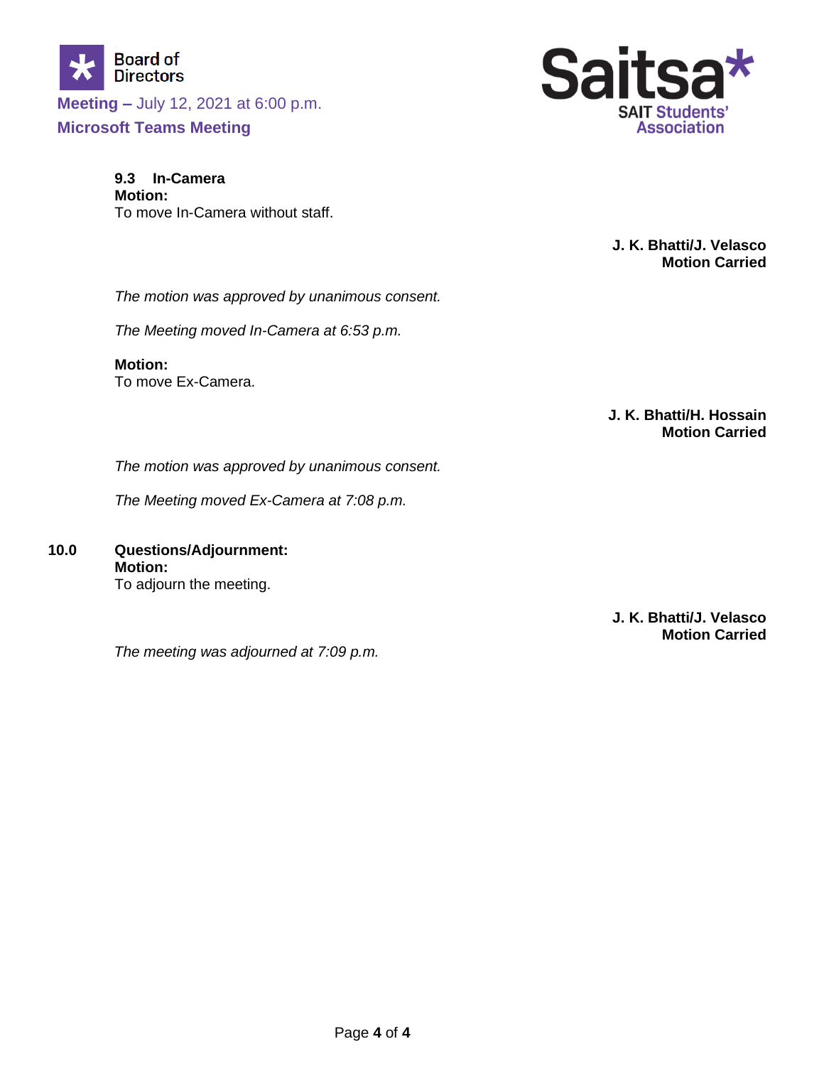### 9.3 In-Camera

**Motion:**
To move In-Camera without staff.

**J. K. Bhatti/J. Velasco**
**Motion Carried**

*The motion was approved by unanimous consent.*

*The Meeting moved In-Camera at 6:53 p.m.*

**Motion:**
To move Ex-Camera.

**J. K. Bhatti/H. Hossain**
**Motion Carried**

*The motion was approved by unanimous consent.*

*The Meeting moved Ex-Camera at 7:08 p.m.*

## 10.0 Questions/Adjournment:

**Motion:**
To adjourn the meeting.

**J. K. Bhatti/J. Velasco**
**Motion Carried**

*The meeting was adjourned at 7:09 p.m.*